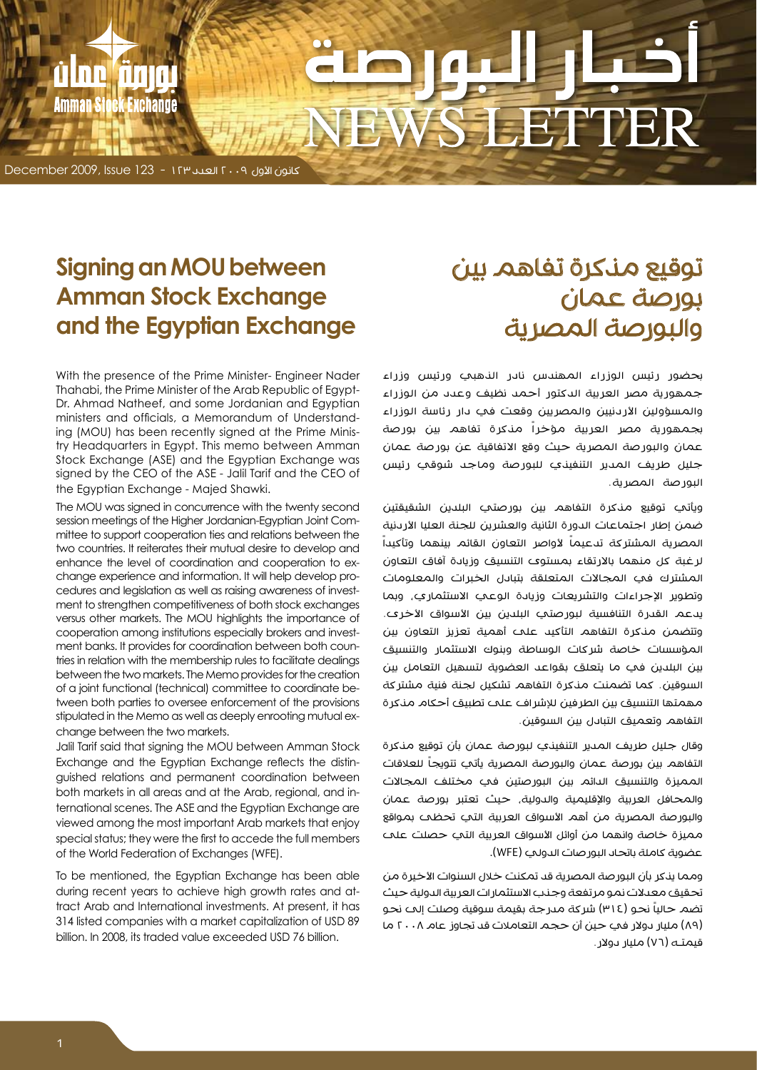# أخبار البورصة NEWS LETTER

كانون الأول ٢٠٠٩ العدد ١٢٣ - December 2009, Issue 123

## Signing an MOU between Amman Stock Exchange and the Egyptian Exchange

With the presence of the Prime Minister- Engineer Nader Thahabi, the Prime Minister of the Arab Republic of Egypt- Dr. Ahmad Natheef, and some Jordanian and Egyptian ministers and officials, a Memorandum of Understanding (MOU) has been recently signed at the Prime Ministry Headquarters in Egypt. This memo between Amman Stock Exchange (ASE) and the Egyptian Exchange was signed by the CEO of the ASE - Jalil Tarif and the CEO of the Egyptian Exchange - Majed Shawki.

The MOU was signed in concurrence with the twenty second session meetings of the Higher Jordanian-Egyptian Joint Committee to support cooperation ties and relations between the two countries. It reiterates their mutual desire to develop and enhance the level of coordination and cooperation to exchange experience and information. It will help develop procedures and legislation as well as raising awareness of investment to strengthen competitiveness of both stock exchanges versus other markets. The MOU highlights the importance of cooperation among institutions especially brokers and investment banks. It provides for coordination between both countries in relation with the membership rules to facilitate dealings between the two markets. The Memo provides for the creation of a joint functional (technical) committee to coordinate between both parties to oversee enforcement of the provisions stipulated in the Memo as well as deeply enrooting mutual exchange between the two markets.

Jalil Tarif said that signing the MOU between Amman Stock Exchange and the Egyptian Exchange reflects the distinguished relations and permanent coordination between both markets in all areas and at the Arab, regional, and international scenes. The ASE and the Egyptian Exchange are viewed among the most important Arab markets that enjoy special status; they were the first to accede the full members of the World Federation of Exchanges (WFE).

To be mentioned, the Egyptian Exchange has been able during recent years to achieve high growth rates and attract Arab and International investments. At present, it has 314 listed companies with a market capitalization of USD 89 billion. In 2008, its traded value exceeded USD 76 billion.

## توقيع مذكرة تفاهم بين بورصة عمان والبورصة المصرية

بحضور رئيس الوزراء المهندس نادر الذهبي ورئيس وزراء جمهورية مصر العربية الدكتور أحمد نظيف وعدد من الوزراء والمسؤولين الأردنيين والمصريين وقعت في دار رئاسة الوزراء بجمهورية مصر العربية مؤخراً مذكرة تفاهم بين بورصة عمان والبورصة المصرية حيث وقع الاتفاقية عن بورصة عمان جليل طريف المدير التنفيذي للبورصة وماجد شوقي رئيس البورصة المصرية.

ويأتي توقيع مذكرة التفاهم بين بورصتي البلدين الشقيقتين ضمن إطار اجتماعات الدورة الثانية والعشرين للجنة العليا الأردنية المصرية المشتركة تدعيماً لأواصر التعاون القائم بينهما وتأكيداً لرغبة كل منهما بالارتقاء بمستوى التنسيق وزيادة آفاق التعاون المشترك في المجالات المتعلقة بتبادل الخبرات والمعلومات وتطوير الإجراءات والتشريعات وزيادة الوعي الاستثماري، وبما يدعم القدرة التنافسية لبورصتي البلدين بين الأسواق الأخرى. وتتضمن مذكرة التفاهم التأكيد على أهمية تعزيز التعاون بين المؤسسات خاصة شركات الوساطة وبنوك الاستثمار والتنسيق بين البلدين في ما يتعلق بقواعد العضوية لتسهيل التعامل بين السوقين. كما تضمنت مذكرة التفاهم تشكيل لجنة فنية مشتركة مهمتها التنسيق بين الطرفين للإشراف على تطبيق أحكام مذكرة التفاهم وتعميق التبادل بين السوقين.

وقال جليل طريف المدير التنفيذي لبورصة عمان بأن توقيع مذكرة التفاهم بين بورصة عمان والبورصة المصرية يأتي تتويجاً للعلاقات المميزة والتنسيق الدائم بين البورصتين في مختلف المجالات والمحافل العربية والإقليمية والدولية، حيث تعتبر بورصة عمان والبورصة المصرية من أهم الأسواق العربية التي تحظى بمواقع مميزة خاصة وانهما من أوائل الأسواق العربية التي حصلت على عضوية كاملة باتحاد البورصات الدولي (WFE).

ومما يذكر بأن البورصة المصرية قد تمكنت خلال السنوات الأخيرة من تحقيق معدلات نمو مرتفعة وجذب الاستثمارات العربية الدولية حيث تضم حالياً نحو (٣١٤) شركة مدرجة بقيمة سوقية وصلت إلى نحو (٨٩) مليار دولار في حين أن حجم التعاملات قد تجاوز عام ٢٠٠٨ ما قيمته (٧٦) مليار دولار.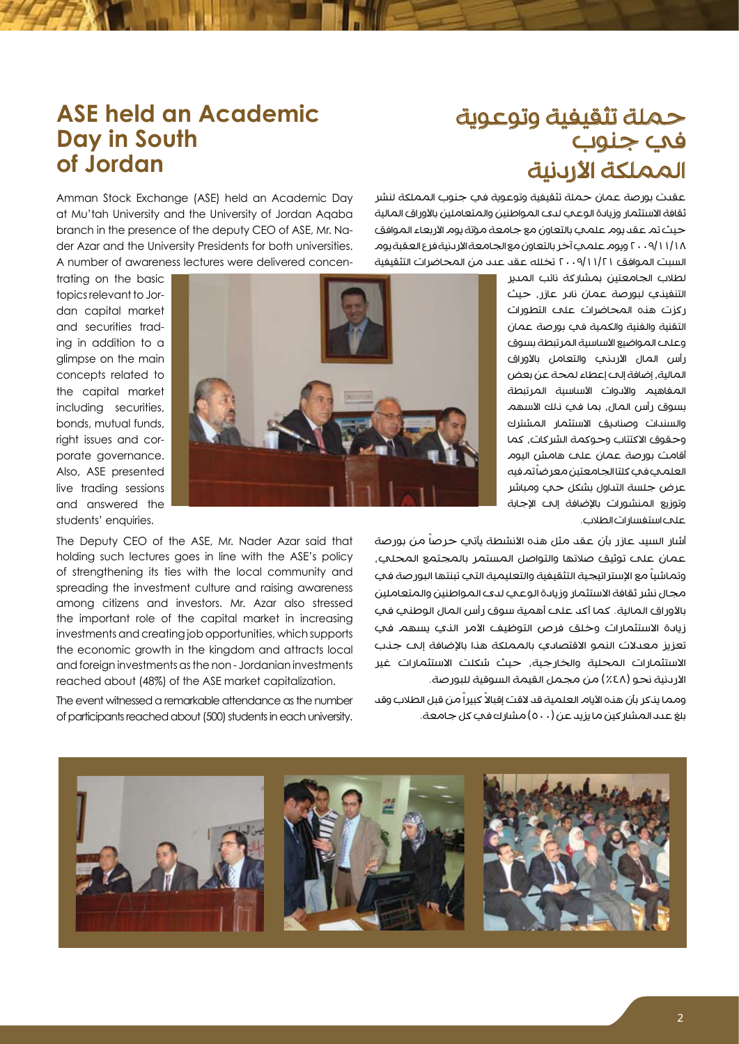## ASE held an Academic Day in South of Jordan

Amman Stock Exchange (ASE) held an Academic Day at Mu'tah University and the University of Jordan Aqaba branch in the presence of the deputy CEO of ASE, Mr. Nader Azar and the University Presidents for both universities. A number of awareness lectures were delivered concentrating on the basic topics relevant to Jordan capital market and securities trading in addition to a glimpse on the main concepts related to the capital market including securities, bonds, mutual funds, right issues and corporate governance. Also, ASE presented live trading sessions and answered the students' enquiries.

The Deputy CEO of the ASE, Mr. Nader Azar said that holding such lectures goes in line with the ASE's policy of strengthening its ties with the local community and spreading the investment culture and raising awareness among citizens and investors. Mr. Azar also stressed the important role of the capital market in increasing investments and creating job opportunities, which supports the economic growth in the kingdom and attracts local and foreign investments as the non - Jordanian investments reached about (48%) of the ASE market capitalization.

The event witnessed a remarkable attendance as the number of participants reached about (500) students in each university.

## حملة تثقيفية وتوعوية في جنوب المملكة الأردنية

عقدت بورصة عمان حملة تثقيفية وتوعوية في جنوب المملكة لنشر ثقافة الاستثمار وزيادة الوعي لدى المواطنين والمتعاملين بالأوراق المالية حيث تم عقد يوم علمي بالتعاون مع جامعة مؤتة يوم الأربعاء الموافق ٢٠٠٩/١١/١٨ ويوم علمي آخر بالتعاون مع الجامعة الأردنية فرع العقبة يوم السبت الموافق ٢٠٠٩/١١/٢١ تخلله عقد عدد من المحاضرات التثقيفية لطلاب الجامعتين بمشاركة نائب المدير التنفيذي لبورصة عمان نادر عازر، حيث ركزت هذه المحاضرات على التطورات التقنية والفنية والكمية في بورصة عمان وعلى المواضيع الأساسية المرتبطة بسوق رأس المال الأردني والتعامل بالأوراق المالية، إضافة إلى إعطاء لمحة عن بعض المفاهيم والأدوات الأساسية المرتبطة بسوق رأس المال، بما في ذلك الأسهم والسندات وصناديق الاستثمار المشترك وحقوق الاكتتاب وحوكمة الشركات، كما أقامت بورصة عمان على هامش اليوم العلمي في كلتا الجامعتين معرضاً تم فيه عرض جلسة التداول بشكل حي ومباشر وتوزيع المنشورات بالإضافة إلى الإجابة على استفسارات الطلاب.

أشار السيد عازر بأن عقد مثل هذه الأنشطة يأتي حرصاً من بورصة عمان على توثيق صلاتها والتواصل المستمر بالمجتمع المحلي، وتماشياً مع الإستراتيجية التثقيفية والتعليمية التي تبنتها البورصة في مجال نشر ثقافة الاستثمار وزيادة الوعي لدى المواطنين والمتعاملين بالأوراق المالية. كما أكد على أهمية سوق رأس المال الوطني في زيادة الاستثمارات وخلق فرص التوظيف الأمر الذي يسهم في تعزيز معدلات النمو الاقتصادي بالمملكة هذا بالإضافة إلى جذب الاستثمارات المحلية والخارجية، حيث شكلت الاستثمارات غير الأردنية نحو (٤٨٪) من مجمل القيمة السوقية للبورصة.

ومما يذكر بأن هذه الأيام العلمية قد لاقت إقبالاً كبيراً من قبل الطلاب وقد بلغ عدد المشاركين ما يزيد عن (٥٠٠) مشارك في كل جامعة.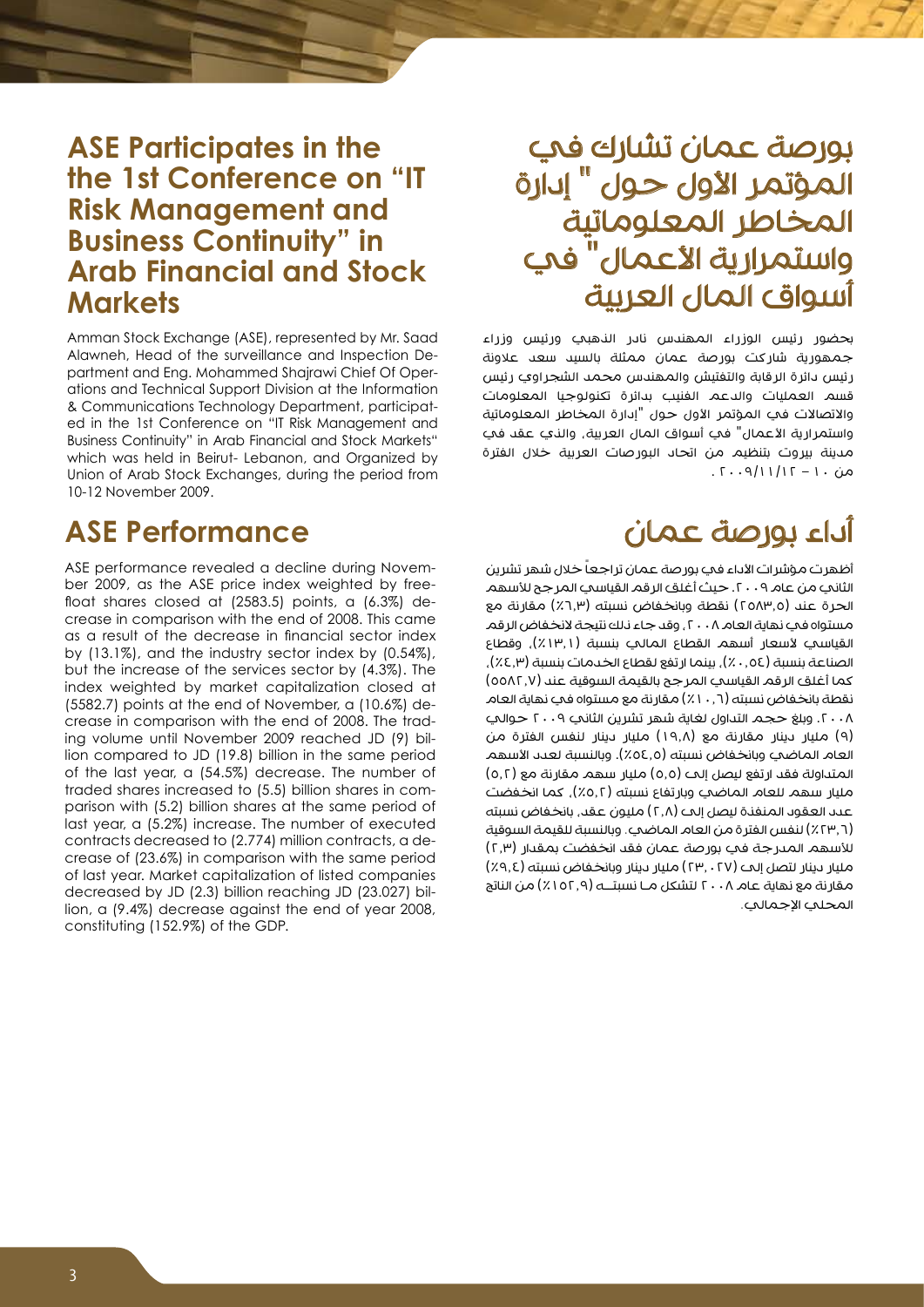## ASE Participates in the the 1st Conference on "IT Risk Management and Business Continuity" in Arab Financial and Stock Markets

Amman Stock Exchange (ASE), represented by Mr. Saad Alawneh, Head of the surveillance and Inspection Department and Eng. Mohammed Shajrawi Chief Of Operations and Technical Support Division at the Information & Communications Technology Department, participated in the 1st Conference on "IT Risk Management and Business Continuity" in Arab Financial and Stock Markets" which was held in Beirut- Lebanon, and Organized by Union of Arab Stock Exchanges, during the period from 10-12 November 2009.

## ASE Performance

ASE performance revealed a decline during November 2009, as the ASE price index weighted by free-float shares closed at (2583.5) points, a (6.3%) decrease in comparison with the end of 2008. This came as a result of the decrease in financial sector index by (13.1%), and the industry sector index by (0.54%), but the increase of the services sector by (4.3%). The index weighted by market capitalization closed at (5582.7) points at the end of November, a (10.6%) decrease in comparison with the end of 2008. The trading volume until November 2009 reached JD (9) billion compared to JD (19.8) billion in the same period of the last year, a (54.5%) decrease. The number of traded shares increased to (5.5) billion shares in comparison with (5.2) billion shares at the same period of last year, a (5.2%) increase. The number of executed contracts decreased to (2.774) million contracts, a decrease of (23.6%) in comparison with the same period of last year. Market capitalization of listed companies decreased by JD (2.3) billion reaching JD (23.027) billion, a (9.4%) decrease against the end of year 2008, constituting (152.9%) of the GDP.

## بورصة عمان تشارك في المؤتمر الأول حول " إدارة المخاطر المعلوماتية واستمرارية الأعمال" في أسواق المال العربية

بحضور رئيس الوزراء المهندس نادر الذهبي ورئيس وزراء جمهورية شاركت بورصة عمان ممثلة بالسيد سعد علاونة رئيس دائرة الرقابة والتفتيش والمهندس محمد الشجراوي رئيس قسم العمليات والدعم الفني بدائرة تكنولوجيا المعلومات والاتصالات في المؤتمر الأول حول "إدارة المخاطر المعلوماتية واستمرارية الأعمال" في أسواق المال العربية، والذي عقد في مدينة بيروت بتنظيم من اتحاد البورصات العربية خلال الفترة من ١٠ - ٢٠٠٩/١١/١٢.

## أداء بورصة عمان

أظهرت مؤشرات الأداء في بورصة عمان تراجعاً خلال شهر تشرين الثاني من عام ٢٠٠٩. حيث أغلق الرقم القياسي المرجح للأسهم الحرة عند (٢٥٨٣,٥) نقطة وبانخفاض نسبته (٦,٣٪) مقارنة مع مستواه في نهاية العام ٢٠٠٨، وقد جاء ذلك نتيجة لانخفاض الرقم القياسي لأسعار أسهم القطاع المالي بنسبة (١٣,١٪)، وقطاع الصناعة بنسبة (٠,٥٤٪)، بينما ارتفع لقطاع الخدمات بنسبة (٤,٣٪). كما أغلق الرقم القياسي المرجح بالقيمة السوقية عند (٥٥٨٢,٧) نقطة بانخفاض نسبته (١٠,٦٪) مقارنة مع مستواه في نهاية العام ٢٠٠٨. وبلغ حجم التداول لغاية شهر تشرين الثاني ٢٠٠٩ حوالي (٩) مليار دينار مقارنة مع (١٩,٨) مليار دينار لنفس الفترة من العام الماضي وبانخفاض نسبته (٥٤,٥٪). وبالنسبة لعدد الأسهم المتداولة فقد ارتفع ليصل إلى (٥,٥) مليار سهم مقارنة مع (٥,٢) مليار سهم للعام الماضي وبارتفاع نسبته (٥,٢٪)، كما انخفضت عدد العقود المنفذة ليصل إلى (٢,٨) مليون عقد، بانخفاض نسبته (٢٣,٦٪) لنفس الفترة من العام الماضي. وبالنسبة للقيمة السوقية للأسهم المدرجة في بورصة عمان فقد انخفضت بمقدار (٢,٣) مليار دينار لتصل إلى (٢٣,٠٢٧) مليار دينار وبانخفاض نسبته (٩,٤٪) مقارنة مع نهاية عام ٢٠٠٨ لتشكل ما نسبته (١٥٢,٩٪) من الناتج المحلي الإجمالي.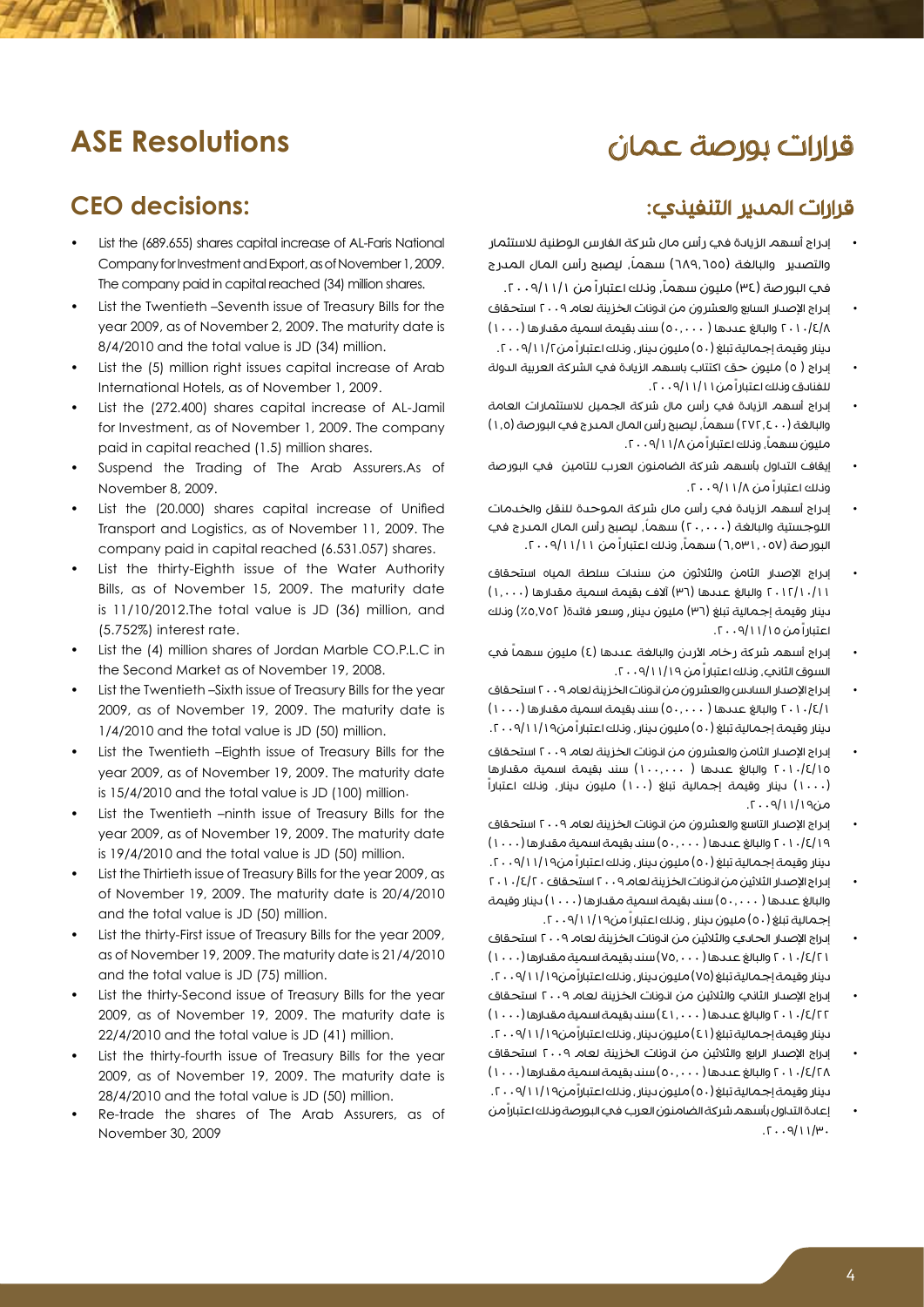# ASE Resolutions

## CEO decisions:

- List the (689.655) shares capital increase of AL-Faris National Company for Investment and Export, as of November 1, 2009. The company paid in capital reached (34) million shares.
- List the Twentieth –Seventh issue of Treasury Bills for the year 2009, as of November 2, 2009. The maturity date is 8/4/2010 and the total value is JD (34) million.
- List the (5) million right issues capital increase of Arab International Hotels, as of November 1, 2009.
- List the (272.400) shares capital increase of AL-Jamil for Investment, as of November 1, 2009. The company paid in capital reached (1.5) million shares.
- Suspend the Trading of The Arab Assurers.As of November 8, 2009.
- List the (20.000) shares capital increase of Unified Transport and Logistics, as of November 11, 2009. The company paid in capital reached (6.531.057) shares.
- List the thirty-Eighth issue of the Water Authority Bills, as of November 15, 2009. The maturity date is 11/10/2012.The total value is JD (36) million, and (5.752%) interest rate.
- List the (4) million shares of Jordan Marble CO.P.L.C in the Second Market as of November 19, 2008.
- List the Twentieth –Sixth issue of Treasury Bills for the year 2009, as of November 19, 2009. The maturity date is 1/4/2010 and the total value is JD (50) million.
- List the Twentieth –Eighth issue of Treasury Bills for the year 2009, as of November 19, 2009. The maturity date is 15/4/2010 and the total value is JD (100) million.
- List the Twentieth –ninth issue of Treasury Bills for the year 2009, as of November 19, 2009. The maturity date is 19/4/2010 and the total value is JD (50) million.
- List the Thirtieth issue of Treasury Bills for the year 2009, as of November 19, 2009. The maturity date is 20/4/2010 and the total value is JD (50) million.
- List the thirty-First issue of Treasury Bills for the year 2009, as of November 19, 2009. The maturity date is 21/4/2010 and the total value is JD (75) million.
- List the thirty-Second issue of Treasury Bills for the year 2009, as of November 19, 2009. The maturity date is 22/4/2010 and the total value is JD (41) million.
- List the thirty-fourth issue of Treasury Bills for the year 2009, as of November 19, 2009. The maturity date is 28/4/2010 and the total value is JD (50) million.
- Re-trade the shares of The Arab Assurers, as of November 30, 2009

# قرارات بورصة عمان

## قرارات المدير التنفيذي:

- إدراج أسهم الزيادة في رأس مال شركة الفارس الوطنية للاستثمار والتصدير والبالغة (٦٨٩,٦٥٥) سهماً، ليصبح رأس المال المدرج في البورصة (٣٤) مليون سهماً، وذلك اعتباراً من ٢٠٠٩/١١/١.
- إدراج الإصدار السابع والعشرون من اذونات الخزينة لعام ٢٠٠٩ استحقاق ٢٠١٠/٤/٨ والبالغ عددها (٥٠,٠٠٠) سند بقيمة اسمية مقدارها (١٠٠٠) دينار وقيمة إجمالية تبلغ (٥٠) مليون دينار، وذلك اعتباراً من٢٠٠٩/١١/٢.
- إدراج (٥) مليون حق اكتتاب بأسهم الزيادة في الشركة العربية الدولية للفنادق وذلك اعتباراً من٢٠٠٩/١١/١١.
- إدراج أسهم الزيادة في رأس مال شركة الجميل للاستثمارات العامة والبالغة (٢٧٢,٤٠٠) سهماً، ليصبح رأس المال المدرج في البورصة (١,٥) مليون سهماً، وذلك اعتباراً من ٢٠٠٩/١١/٨.
- إيقاف التداول بأسهم شركة الضامنون العرب للتامين في البورصة وذلك اعتباراً من ٢٠٠٩/١١/٨.
- إدراج أسهم الزيادة في رأس مال شركة الموحدة للنقل والخدمات اللوجستية والبالغة (٢٠,٠٠٠) سهماً، ليصبح رأس المال المدرج في البورصة (٦,٥٣١,٠٥٧) سهماً، وذلك اعتباراً من ٢٠٠٩/١١/١١.
- إدراج الإصدار الثامن والثلاثون من سندات سلطة المياه استحقاق ٢٠١٢/١٠/١١ والبالغ عددها (٣٦) آلاف بقيمة اسمية مقدارها (١,٠٠٠) دينار وقيمة إجمالية تبلغ (٣٦) مليون دينار، وسعر فائدة (٥,٧٥٢٪) وذلك اعتباراً من ٢٠٠٩/١١/١٥.
- إدراج أسهم شركة رخام الأردن والبالغة عددها (٤) مليون سهماً في السوق الثاني، وذلك اعتباراً من ٢٠٠٩/١١/١٩.
- إدراج الإصدار السادس والعشرون من اذونات الخزينة لعام ٢٠٠٩ استحقاق ٢٠١٠/٤/١ والبالغ عددها (٥٠,٠٠٠) سند بقيمة اسمية مقدارها (١٠٠٠) دينار وقيمة إجمالية تبلغ (٥٠) مليون دينار، وذلك اعتباراً من٢٠٠٩/١١/١٩.
- إدراج الإصدار الثامن والعشرون من اذونات الخزينة لعام ٢٠٠٩ استحقاق ٢٠١٠/٤/١٥ والبالغ عددها (١٠٠,٠٠٠) سند بقيمة اسمية مقدارها (١٠٠٠) دينار وقيمة إجمالية تبلغ (١٠٠) مليون دينار، وذلك اعتباراً من٢٠٠٩/١١/١٩.
- إدراج الإصدار التاسع والعشرون من اذونات الخزينة لعام ٢٠٠٩ استحقاق ٢٠١٠/٤/١٩ والبالغ عددها (٥٠,٠٠٠) سند بقيمة اسمية مقدارها (١٠٠٠) دينار وقيمة إجمالية تبلغ (٥٠) مليون دينار، وذلك اعتباراً من٢٠٠٩/١١/١٩.
- إدراج الإصدار الثلاثين من اذونات الخزينة لعام ٢٠٠٩ استحقاق ٢٠١٠/٤/٢٠ والبالغ عددها (٥٠,٠٠٠) سند بقيمة اسمية مقدارها (١٠٠٠) دينار وقيمة إجمالية تبلغ (٥٠) مليون دينار، وذلك اعتباراً من٢٠٠٩/١١/١٩.
- إدراج الإصدار الحادي والثلاثين من اذونات الخزينة لعام ٢٠٠٩ استحقاق ٢٠١٠/٤/٢١ والبالغ عددها (٧٥,٠٠٠) سند بقيمة اسمية مقدارها (١٠٠٠) دينار وقيمة إجمالية تبلغ (٧٥) مليون دينار، وذلك اعتباراً من٢٠٠٩/١١/١٩.
- إدراج الإصدار الثاني والثلاثين من اذونات الخزينة لعام ٢٠٠٩ استحقاق ٢٠١٠/٤/٢٢ والبالغ عددها (٤١,٠٠٠) سند بقيمة اسمية مقدارها (١٠٠٠) دينار وقيمة إجمالية تبلغ (٤١) مليون دينار، وذلك اعتباراً من٢٠٠٩/١١/١٩.
- إدراج الإصدار الرابع والثلاثين من اذونات الخزينة لعام ٢٠٠٩ استحقاق ٢٠١٠/٤/٢٨ والبالغ عددها (٥٠,٠٠٠) سند بقيمة اسمية مقدارها (١٠٠٠) دينار وقيمة إجمالية تبلغ (٥٠) مليون دينار، وذلك اعتباراً من٢٠٠٩/١١/١٩.
- إعادة التداول بأسهم شركة الضامنون العرب في البورصة وذلك اعتباراً من ٢٠٠٩/١١/٣٠.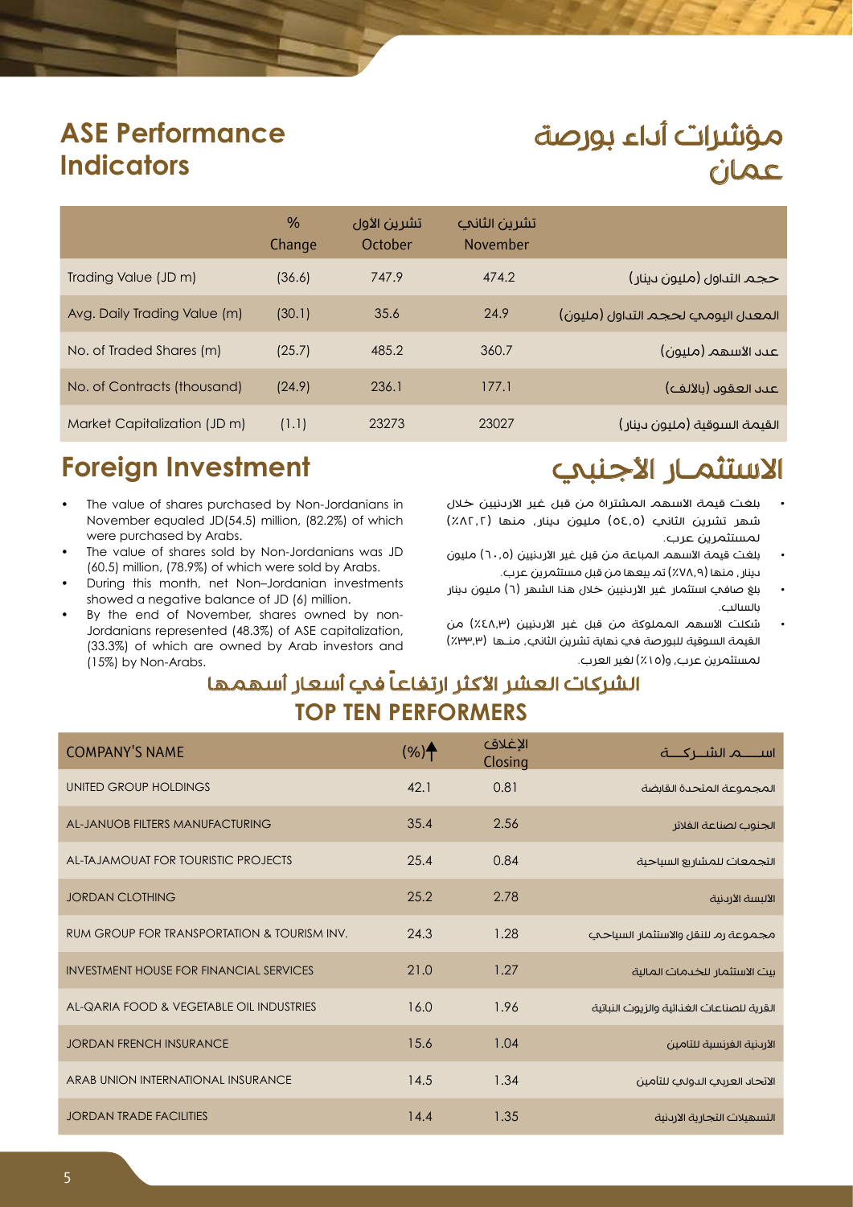## ASE Performance Indicators

## مؤشرات أداء بورصة عمان

| | % Change | تشرين الأول October | تشرين الثاني November | |
|---|---|---|---|---|
| Trading Value (JD m) | (36.6) | 747.9 | 474.2 | حجم التداول (مليون دينار) |
| Avg. Daily Trading Value (m) | (30.1) | 35.6 | 24.9 | المعدل اليومي لحجم التداول (مليون) |
| No. of Traded Shares (m) | (25.7) | 485.2 | 360.7 | عدد الأسهم (مليون) |
| No. of Contracts (thousand) | (24.9) | 236.1 | 177.1 | عدد العقود (بالآلاف) |
| Market Capitalization (JD m) | (1.1) | 23273 | 23027 | القيمة السوقية (مليون دينار) |

## Foreign Investment

- The value of shares purchased by Non-Jordanians in November equaled JD(54.5) million, (82.2%) of which were purchased by Arabs.
- The value of shares sold by Non-Jordanians was JD (60.5) million, (78.9%) of which were sold by Arabs.
- During this month, net Non–Jordanian investments showed a negative balance of JD (6) million.
- By the end of November, shares owned by non-Jordanians represented (48.3%) of ASE capitalization, (33.3%) of which are owned by Arab investors and (15%) by Non-Arabs.

## الاستثمار الأجنبي

- بلغت قيمة الاسهم المشتراة من قبل غير الاردنيين خلال شهر تشرين الثاني (٥٤,٥) مليون دينار، منها (٨٢,٢٪) لمستثمرين عرب.
- بلغت قيمة الاسهم المباعة من قبل غير الاردنيين (٦٠,٥) مليون دينار، منها (٧٨,٩٪) تم بيعها من قبل مستثمرين عرب.
- بلغ صافي استثمار غير الاردنيين خلال هذا الشهر (٦) مليون دينار بالسالب.
- شكلت الاسهم المملوكة من قبل غير الاردنيين (٤٨,٣٪) من القيمة السوقية للبورصة في نهاية تشرين الثاني، منـها (٣٣,٣٪) لمستثمرين عرب، و(١٥٪) لغير العرب.

## الشركات العشر الأكثر ارتفاعاً في أسعار أسهمها
## TOP TEN PERFORMERS

| COMPANY'S NAME | (%)↑ | الإغلاق Closing | اسم الشركة |
|---|---|---|---|
| UNITED GROUP HOLDINGS | 42.1 | 0.81 | المجموعة المتحدة القابضة |
| AL-JANUOB FILTERS MANUFACTURING | 35.4 | 2.56 | الجنوب لصناعة الفلاتر |
| AL-TAJAMOUAT FOR TOURISTIC PROJECTS | 25.4 | 0.84 | التجمعات للمشاريع السياحية |
| JORDAN CLOTHING | 25.2 | 2.78 | الألبسة الأردنية |
| RUM GROUP FOR TRANSPORTATION & TOURISM INV. | 24.3 | 1.28 | مجموعة رم للنقل والاستثمار السياحي |
| INVESTMENT HOUSE FOR FINANCIAL SERVICES | 21.0 | 1.27 | بيت الاستثمار للخدمات المالية |
| AL-QARIA FOOD & VEGETABLE OIL INDUSTRIES | 16.0 | 1.96 | القرية للصناعات الغذائية والزيوت النباتية |
| JORDAN FRENCH INSURANCE | 15.6 | 1.04 | الأردنية الفرنسية للتامين |
| ARAB UNION INTERNATIONAL INSURANCE | 14.5 | 1.34 | الاتحاد العربي الدولي للتأمين |
| JORDAN TRADE FACILITIES | 14.4 | 1.35 | التسهيلات التجارية الاردنية |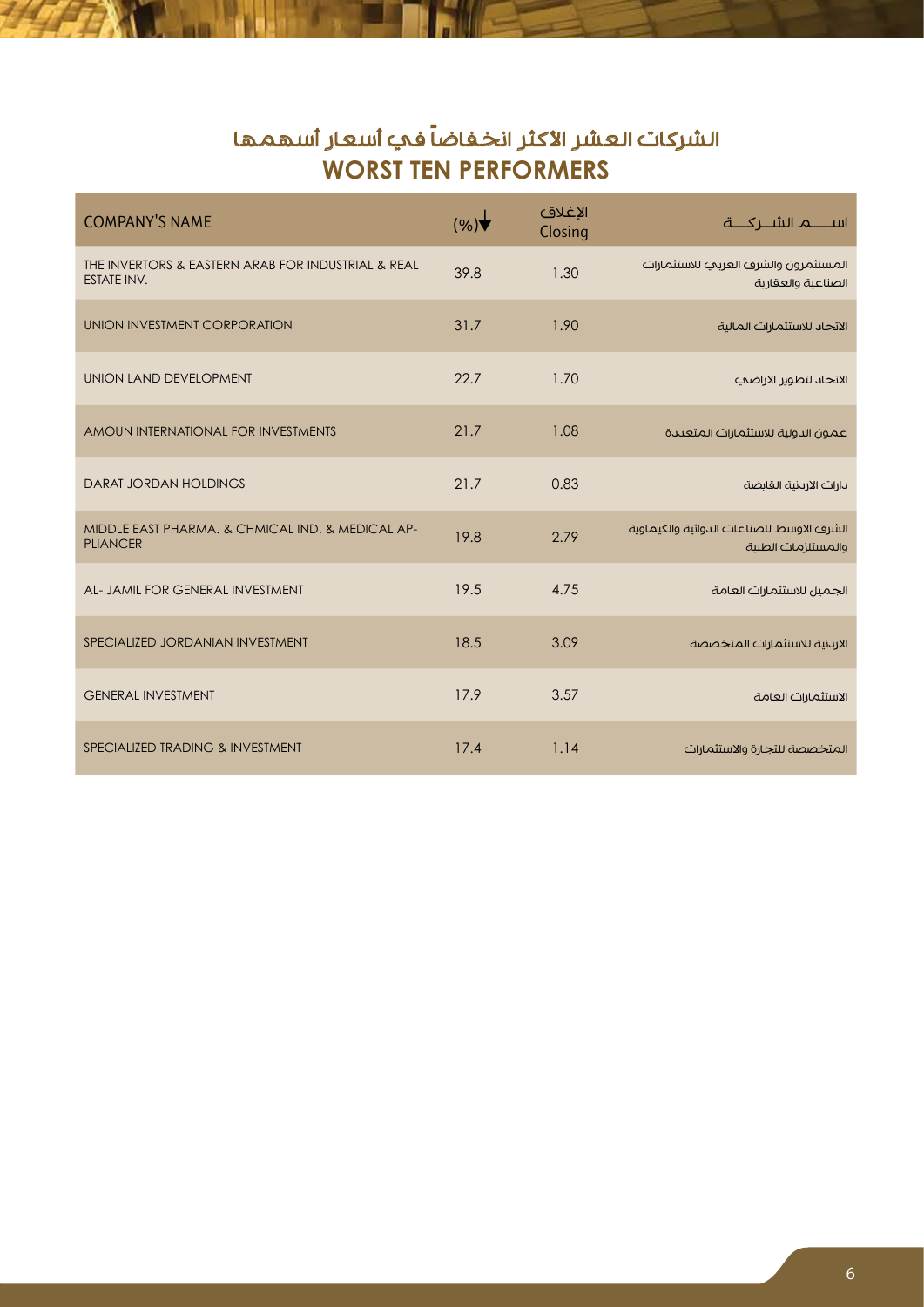# الشركات العشر الأكثر انخفاضاً في أسعار أسهمها
# WORST TEN PERFORMERS

| COMPANY'S NAME | (%)↓ | الإغلاق Closing | اســــم الشــركـــة |
|---|---|---|---|
| THE INVERTORS & EASTERN ARAB FOR INDUSTRIAL & REAL ESTATE INV. | 39.8 | 1.30 | المستثمرون والشرق العربي للاستثمارات الصناعية والعقارية |
| UNION INVESTMENT CORPORATION | 31.7 | 1.90 | الاتحاد للاستثمارات المالية |
| UNION LAND DEVELOPMENT | 22.7 | 1.70 | الاتحاد لتطوير الاراضي |
| AMOUN INTERNATIONAL FOR INVESTMENTS | 21.7 | 1.08 | عمون الدولية للاستثمارات المتعددة |
| DARAT JORDAN HOLDINGS | 21.7 | 0.83 | دارات الاردنية القابضة |
| MIDDLE EAST PHARMA. & CHMICAL IND. & MEDICAL AP-PLIANCER | 19.8 | 2.79 | الشرق الاوسط للصناعات الدوائية والكيماوية والمستلزمات الطبية |
| AL- JAMIL FOR GENERAL INVESTMENT | 19.5 | 4.75 | الجميل للاستثمارات العامة |
| SPECIALIZED JORDANIAN INVESTMENT | 18.5 | 3.09 | الاردنية للاستثمارات المتخصصة |
| GENERAL INVESTMENT | 17.9 | 3.57 | الاستثمارات العامة |
| SPECIALIZED TRADING & INVESTMENT | 17.4 | 1.14 | المتخصصة للتجارة والاستثمارات |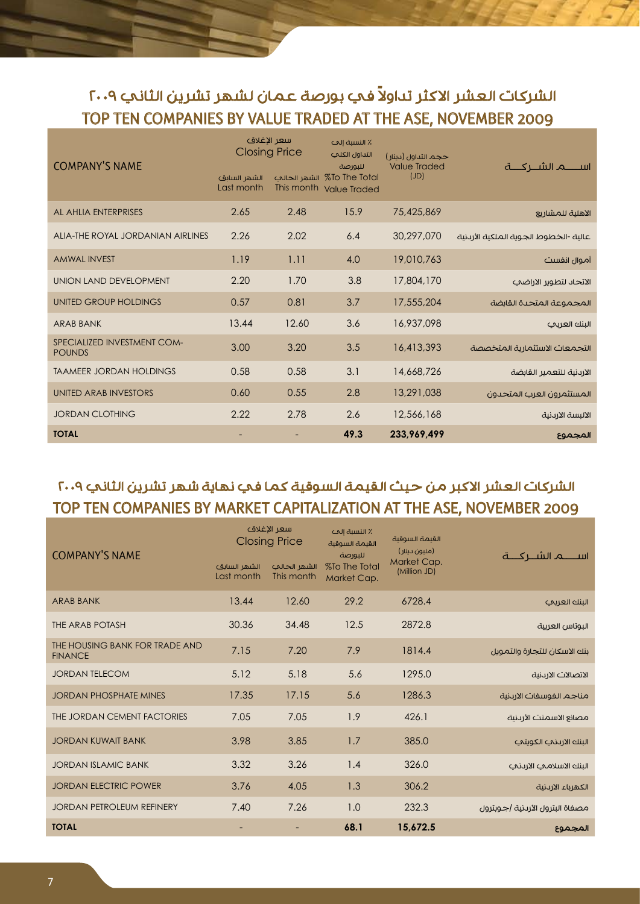## الشركات العشر الاكثر تداولاً في بورصة عمان لشهر تشرين الثاني ٢٠٠٩
## TOP TEN COMPANIES BY VALUE TRADED AT THE ASE, NOVEMBER 2009

| COMPANY'S NAME | سعر الإغلاق Closing Price | | ٪ النسبة إلى التداول الكلي للبورصة %To The Total Value Traded | حجم التداول (دينار) Value Traded (JD) | اســـم الشـــركـــة |
|---|---|---|---|---|---|
| | الشهر السابق Last month | الشهر الحالي This month | | | |
| AL AHLIA ENTERPRISES | 2.65 | 2.48 | 15.9 | 75,425,869 | الاهلية للمشاريع |
| ALIA-THE ROYAL JORDANIAN AIRLINES | 2.26 | 2.02 | 6.4 | 30,297,070 | عالية -الخطوط الجوية الملكية الأردنية |
| AMWAL INVEST | 1.19 | 1.11 | 4.0 | 19,010,763 | أموال انفست |
| UNION LAND DEVELOPMENT | 2.20 | 1.70 | 3.8 | 17,804,170 | الاتحاد لتطوير الاراضي |
| UNITED GROUP HOLDINGS | 0.57 | 0.81 | 3.7 | 17,555,204 | المجموعة المتحدة القابضة |
| ARAB BANK | 13.44 | 12.60 | 3.6 | 16,937,098 | البنك العربي |
| SPECIALIZED INVESTMENT COMPOUNDS | 3.00 | 3.20 | 3.5 | 16,413,393 | التجمعات الاستثمارية المتخصصة |
| TAAMEER JORDAN HOLDINGS | 0.58 | 0.58 | 3.1 | 14,668,726 | الاردنية للتعمير القابضة |
| UNITED ARAB INVESTORS | 0.60 | 0.55 | 2.8 | 13,291,038 | المستثمرون العرب المتحدون |
| JORDAN CLOTHING | 2.22 | 2.78 | 2.6 | 12,566,168 | الالبسة الاردنية |
| **TOTAL** | - | - | **49.3** | **233,969,499** | **المجموع** |

## الشركات العشر الاكبر من حيث القيمة السوقية كما في نهاية شهر تشرين الثاني ٢٠٠٩
## TOP TEN COMPANIES BY MARKET CAPITALIZATION AT THE ASE, NOVEMBER 2009

| COMPANY'S NAME | سعر الإغلاق Closing Price | | ٪ النسبة إلى القيمة السوقية للبورصة %To The Total Market Cap. | القيمة السوقية (مليون دينار) Market Cap. (Million JD) | اســـم الشـــركـــة |
|---|---|---|---|---|---|
| | الشهر السابق Last month | الشهر الحالي This month | | | |
| ARAB BANK | 13.44 | 12.60 | 29.2 | 6728.4 | البنك العربي |
| THE ARAB POTASH | 30.36 | 34.48 | 12.5 | 2872.8 | البوتاس العربية |
| THE HOUSING BANK FOR TRADE AND FINANCE | 7.15 | 7.20 | 7.9 | 1814.4 | بنك الاسكان للتجارة والتمويل |
| JORDAN TELECOM | 5.12 | 5.18 | 5.6 | 1295.0 | الاتصالات الاردنية |
| JORDAN PHOSPHATE MINES | 17.35 | 17.15 | 5.6 | 1286.3 | مناجم الفوسفات الاردنية |
| THE JORDAN CEMENT FACTORIES | 7.05 | 7.05 | 1.9 | 426.1 | مصانع الاسمنت الاردنية |
| JORDAN KUWAIT BANK | 3.98 | 3.85 | 1.7 | 385.0 | البنك الاردني الكويتي |
| JORDAN ISLAMIC BANK | 3.32 | 3.26 | 1.4 | 326.0 | البنك الاسلامي الاردني |
| JORDAN ELECTRIC POWER | 3.76 | 4.05 | 1.3 | 306.2 | الكهرباء الاردنية |
| JORDAN PETROLEUM REFINERY | 7.40 | 7.26 | 1.0 | 232.3 | مصفاة البترول الأردنية /جوبترول |
| **TOTAL** | - | - | **68.1** | **15,672.5** | **المجموع** |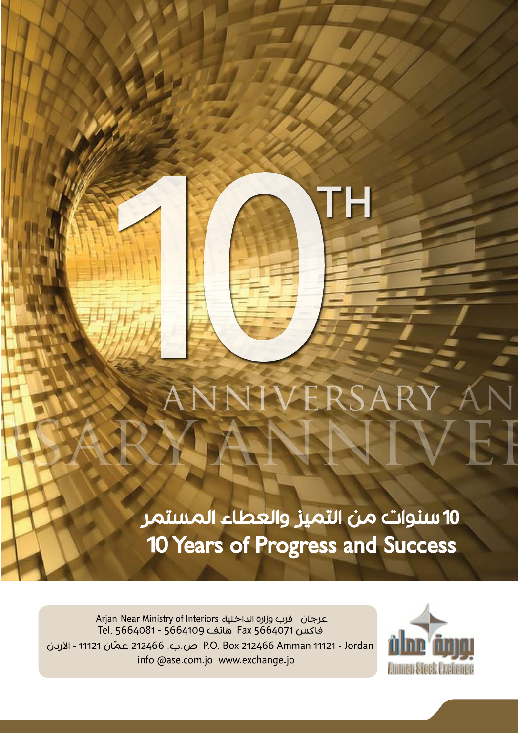# 10TH

ANNIVERSARY AN
RSARY ANNIVER

## 10 سنوات من التميز والعطاء المستمر
## 10 Years of Progress and Success

Arjan-Near Ministry of Interiors عرجان - قرب وزارة الداخلية
Tel. 5664081 - 5664109 هاتف Fax 5664071 فاكس
P.O. Box 212466 Amman 11121 - Jordan ص.ب. 212466 عمّان 11121 - الأردن
info @ase.com.jo www.exchange.jo

بورصة عمان
Amman Stock Exchange